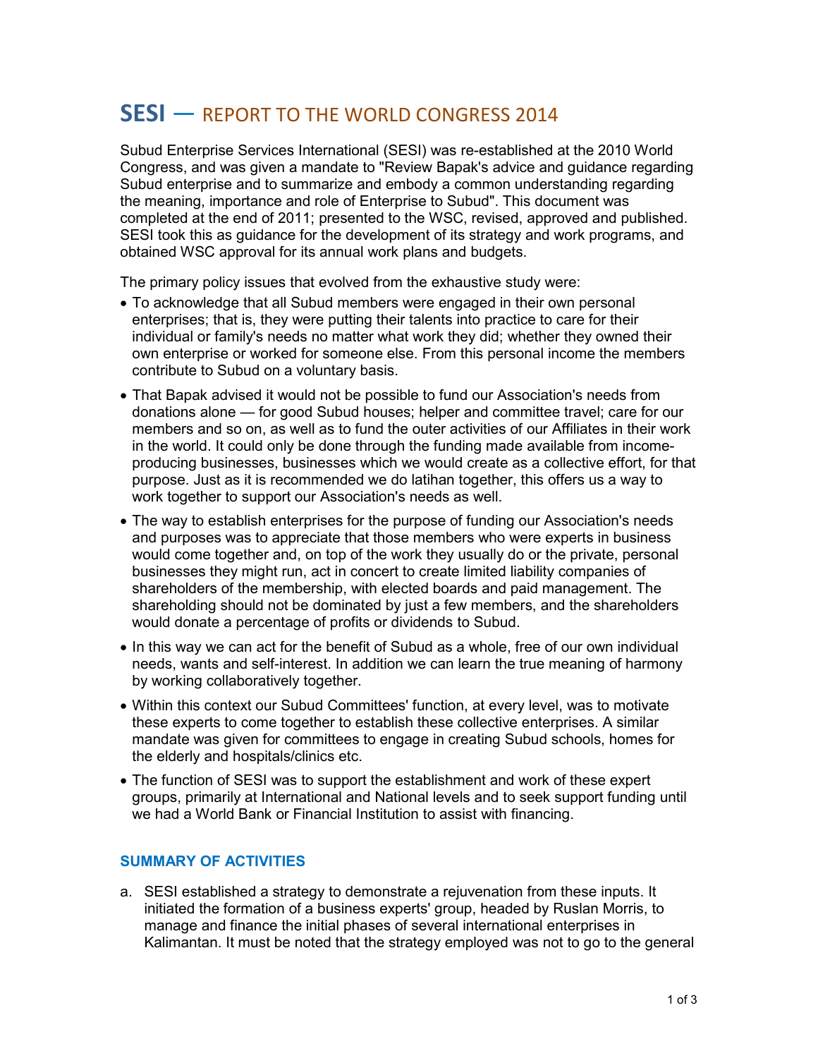# SESI — REPORT TO THE WORLD CONGRESS 2014

Subud Enterprise Services International (SESI) was re-established at the 2010 World Congress, and was given a mandate to "Review Bapak's advice and guidance regarding Subud enterprise and to summarize and embody a common understanding regarding the meaning, importance and role of Enterprise to Subud". This document was completed at the end of 2011; presented to the WSC, revised, approved and published. SESI took this as guidance for the development of its strategy and work programs, and obtained WSC approval for its annual work plans and budgets.

The primary policy issues that evolved from the exhaustive study were:

- To acknowledge that all Subud members were engaged in their own personal enterprises; that is, they were putting their talents into practice to care for their individual or family's needs no matter what work they did; whether they owned their own enterprise or worked for someone else. From this personal income the members contribute to Subud on a voluntary basis.
- That Bapak advised it would not be possible to fund our Association's needs from donations alone — for good Subud houses; helper and committee travel; care for our members and so on, as well as to fund the outer activities of our Affiliates in their work in the world. It could only be done through the funding made available from income-producing businesses, businesses which we would create as a collective effort, for that purpose. Just as it is recommended we do latihan together, this offers us a way to work together to support our Association's needs as well.
- The way to establish enterprises for the purpose of funding our Association's needs and purposes was to appreciate that those members who were experts in business would come together and, on top of the work they usually do or the private, personal businesses they might run, act in concert to create limited liability companies of shareholders of the membership, with elected boards and paid management. The shareholding should not be dominated by just a few members, and the shareholders would donate a percentage of profits or dividends to Subud.
- In this way we can act for the benefit of Subud as a whole, free of our own individual needs, wants and self-interest. In addition we can learn the true meaning of harmony by working collaboratively together.
- Within this context our Subud Committees' function, at every level, was to motivate these experts to come together to establish these collective enterprises. A similar mandate was given for committees to engage in creating Subud schools, homes for the elderly and hospitals/clinics etc.
- The function of SESI was to support the establishment and work of these expert groups, primarily at International and National levels and to seek support funding until we had a World Bank or Financial Institution to assist with financing.

### SUMMARY OF ACTIVITIES

a. SESI established a strategy to demonstrate a rejuvenation from these inputs. It initiated the formation of a business experts' group, headed by Ruslan Morris, to manage and finance the initial phases of several international enterprises in Kalimantan. It must be noted that the strategy employed was not to go to the general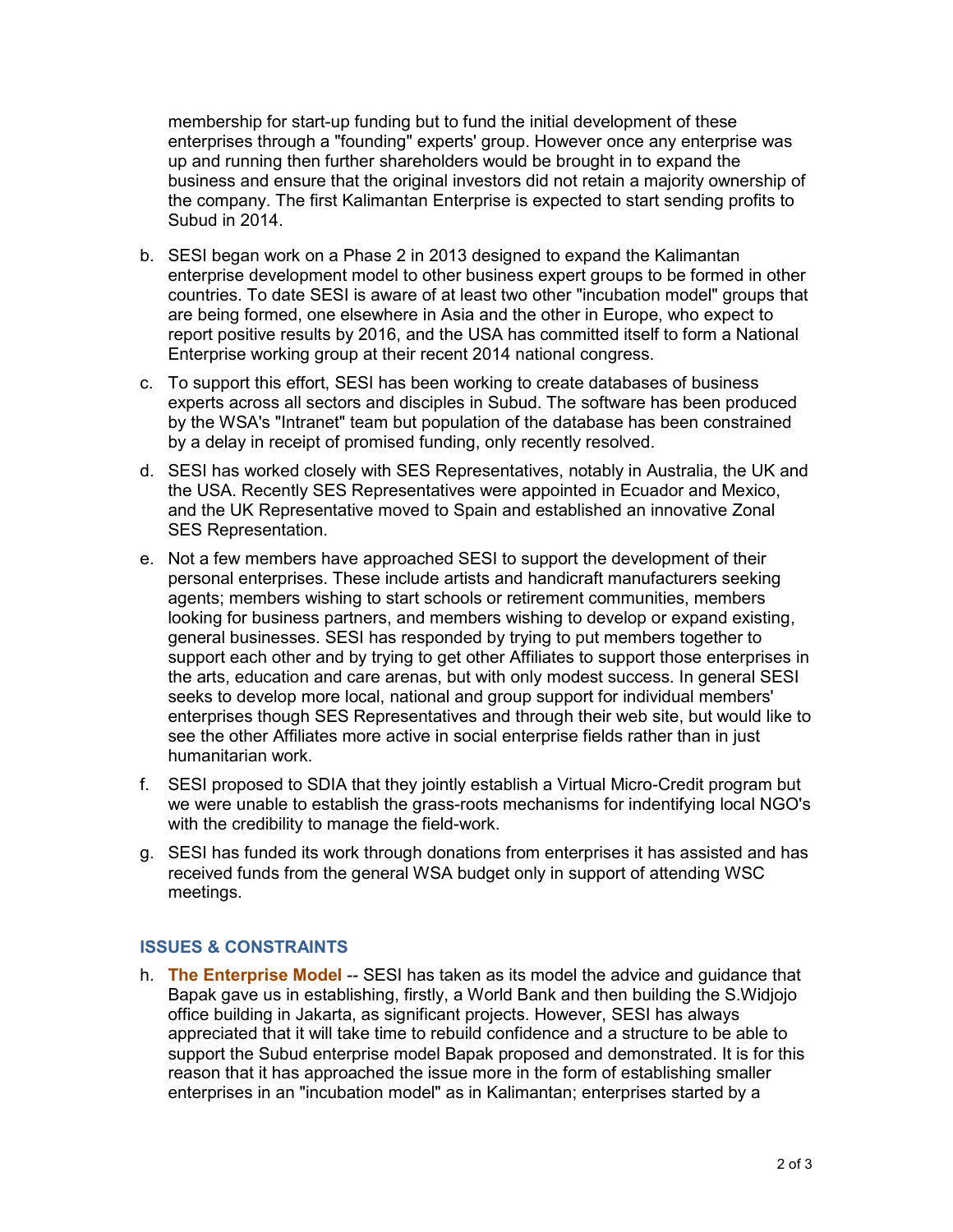membership for start-up funding but to fund the initial development of these enterprises through a "founding" experts' group. However once any enterprise was up and running then further shareholders would be brought in to expand the business and ensure that the original investors did not retain a majority ownership of the company. The first Kalimantan Enterprise is expected to start sending profits to Subud in 2014.

b. SESI began work on a Phase 2 in 2013 designed to expand the Kalimantan enterprise development model to other business expert groups to be formed in other countries. To date SESI is aware of at least two other "incubation model" groups that are being formed, one elsewhere in Asia and the other in Europe, who expect to report positive results by 2016, and the USA has committed itself to form a National Enterprise working group at their recent 2014 national congress.

c. To support this effort, SESI has been working to create databases of business experts across all sectors and disciples in Subud. The software has been produced by the WSA's "Intranet" team but population of the database has been constrained by a delay in receipt of promised funding, only recently resolved.

d. SESI has worked closely with SES Representatives, notably in Australia, the UK and the USA. Recently SES Representatives were appointed in Ecuador and Mexico, and the UK Representative moved to Spain and established an innovative Zonal SES Representation.

e. Not a few members have approached SESI to support the development of their personal enterprises. These include artists and handicraft manufacturers seeking agents; members wishing to start schools or retirement communities, members looking for business partners, and members wishing to develop or expand existing, general businesses. SESI has responded by trying to put members together to support each other and by trying to get other Affiliates to support those enterprises in the arts, education and care arenas, but with only modest success. In general SESI seeks to develop more local, national and group support for individual members' enterprises though SES Representatives and through their web site, but would like to see the other Affiliates more active in social enterprise fields rather than in just humanitarian work.

f. SESI proposed to SDIA that they jointly establish a Virtual Micro-Credit program but we were unable to establish the grass-roots mechanisms for indentifying local NGO's with the credibility to manage the field-work.

g. SESI has funded its work through donations from enterprises it has assisted and has received funds from the general WSA budget only in support of attending WSC meetings.

### ISSUES & CONSTRAINTS

h. **The Enterprise Model** -- SESI has taken as its model the advice and guidance that Bapak gave us in establishing, firstly, a World Bank and then building the S.Widjojo office building in Jakarta, as significant projects. However, SESI has always appreciated that it will take time to rebuild confidence and a structure to be able to support the Subud enterprise model Bapak proposed and demonstrated. It is for this reason that it has approached the issue more in the form of establishing smaller enterprises in an "incubation model" as in Kalimantan; enterprises started by a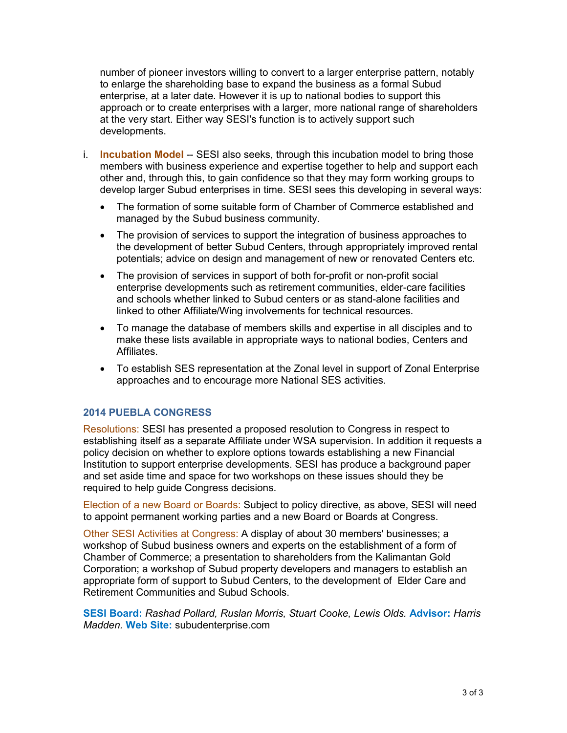number of pioneer investors willing to convert to a larger enterprise pattern, notably to enlarge the shareholding base to expand the business as a formal Subud enterprise, at a later date. However it is up to national bodies to support this approach or to create enterprises with a larger, more national range of shareholders at the very start. Either way SESI's function is to actively support such developments.

i. **Incubation Model** -- SESI also seeks, through this incubation model to bring those members with business experience and expertise together to help and support each other and, through this, to gain confidence so that they may form working groups to develop larger Subud enterprises in time. SESI sees this developing in several ways:

- The formation of some suitable form of Chamber of Commerce established and managed by the Subud business community.
- The provision of services to support the integration of business approaches to the development of better Subud Centers, through appropriately improved rental potentials; advice on design and management of new or renovated Centers etc.
- The provision of services in support of both for-profit or non-profit social enterprise developments such as retirement communities, elder-care facilities and schools whether linked to Subud centers or as stand-alone facilities and linked to other Affiliate/Wing involvements for technical resources.
- To manage the database of members skills and expertise in all disciples and to make these lists available in appropriate ways to national bodies, Centers and Affiliates.
- To establish SES representation at the Zonal level in support of Zonal Enterprise approaches and to encourage more National SES activities.

## 2014 PUEBLA CONGRESS

Resolutions: SESI has presented a proposed resolution to Congress in respect to establishing itself as a separate Affiliate under WSA supervision. In addition it requests a policy decision on whether to explore options towards establishing a new Financial Institution to support enterprise developments. SESI has produce a background paper and set aside time and space for two workshops on these issues should they be required to help guide Congress decisions.

Election of a new Board or Boards: Subject to policy directive, as above, SESI will need to appoint permanent working parties and a new Board or Boards at Congress.

Other SESI Activities at Congress: A display of about 30 members' businesses; a workshop of Subud business owners and experts on the establishment of a form of Chamber of Commerce; a presentation to shareholders from the Kalimantan Gold Corporation; a workshop of Subud property developers and managers to establish an appropriate form of support to Subud Centers, to the development of Elder Care and Retirement Communities and Subud Schools.

**SESI Board:** *Rashad Pollard, Ruslan Morris, Stuart Cooke, Lewis Olds.* **Advisor:** *Harris Madden.* **Web Site:** subudenterprise.com